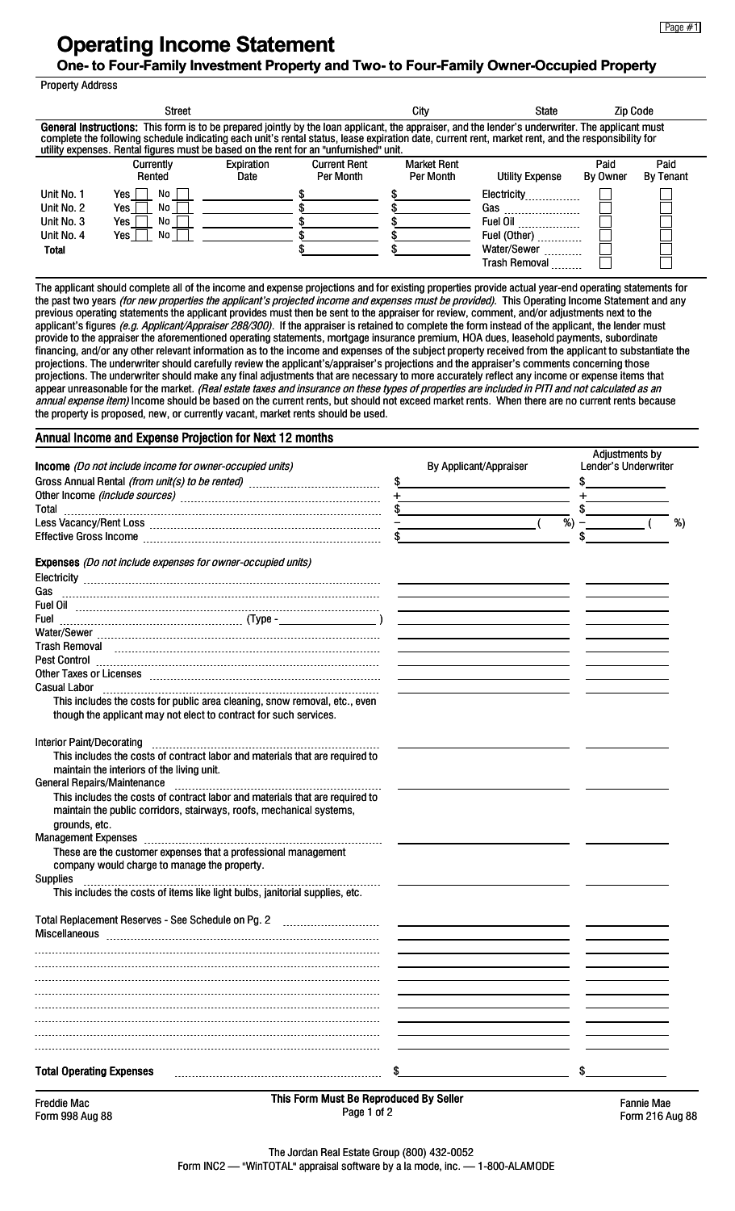# Operating Income Statement

## One- to Four-Family Investment Property and Two- to Four-Family Owner-Occupied Property

Property Address

| Street | City | State | Zip Code |
|---|---|---|---|
| | | | |

**General Instructions:** This form is to be prepared jointly by the loan applicant, the appraiser, and the lender's underwriter. The applicant must complete the following schedule indicating each unit's rental status, lease expiration date, current rent, market rent, and the responsibility for utility expenses. Rental figures must be based on the rent for an "unfurnished" unit.

| | Currently Rented | Expiration Date | Current Rent Per Month | Market Rent Per Month | Utility Expense | Paid By Owner | Paid By Tenant |
|---|---|---|---|---|---|---|---|
| Unit No. 1 | Yes ☐ No ☐ | | $ | $ | Electricity | ☐ | ☐ |
| Unit No. 2 | Yes ☐ No ☐ | | $ | $ | Gas | ☐ | ☐ |
| Unit No. 3 | Yes ☐ No ☐ | | $ | $ | Fuel Oil | ☐ | ☐ |
| Unit No. 4 | Yes ☐ No ☐ | | $ | $ | Fuel (Other) | ☐ | ☐ |
| **Total** | | | $ | $ | Water/Sewer | ☐ | ☐ |
| | | | | | Trash Removal | ☐ | ☐ |

The applicant should complete all of the income and expense projections and for existing properties provide actual year-end operating statements for the past two years *(for new properties the applicant's projected income and expenses must be provided)*. This Operating Income Statement and any previous operating statements the applicant provides must then be sent to the appraiser for review, comment, and/or adjustments next to the applicant's figures *(e.g. Applicant/Appraiser 288/300)*. If the appraiser is retained to complete the form instead of the applicant, the lender must provide to the appraiser the aforementioned operating statements, mortgage insurance premium, HOA dues, leasehold payments, subordinate financing, and/or any other relevant information as to the income and expenses of the subject property received from the applicant to substantiate the projections. The underwriter should carefully review the applicant's/appraiser's projections and the appraiser's comments concerning those projections. The underwriter should make any final adjustments that are necessary to more accurately reflect any income or expense items that appear unreasonable for the market. *(Real estate taxes and insurance on these types of properties are included in PITI and not calculated as an annual expense item)* Income should be based on the current rents, but should not exceed market rents. When there are no current rents because the property is proposed, new, or currently vacant, market rents should be used.

## Annual Income and Expense Projection for Next 12 months

| **Income** *(Do not include income for owner-occupied units)* | By Applicant/Appraiser | Adjustments by Lender's Underwriter |
|---|---|---|
| Gross Annual Rental *(from unit(s) to be rented)* | $ | $ |
| Other Income *(include sources)* | + | + |
| Total | $ | $ |
| Less Vacancy/Rent Loss | − ( %) | − ( %) |
| Effective Gross Income | $ | $ |

| **Expenses** *(Do not include expenses for owner-occupied units)* | By Applicant/Appraiser | Adjustments by Lender's Underwriter |
|---|---|---|
| Electricity | | |
| Gas | | |
| Fuel Oil | | |
| Fuel (Type - ) | | |
| Water/Sewer | | |
| Trash Removal | | |
| Pest Control | | |
| Other Taxes or Licenses | | |
| Casual Labor<br>This includes the costs for public area cleaning, snow removal, etc., even though the applicant may not elect to contract for such services. | | |
| Interior Paint/Decorating<br>This includes the costs of contract labor and materials that are required to maintain the interiors of the living unit. | | |
| General Repairs/Maintenance<br>This includes the costs of contract labor and materials that are required to maintain the public corridors, stairways, roofs, mechanical systems, grounds, etc. | | |
| Management Expenses<br>These are the customer expenses that a professional management company would charge to manage the property. | | |
| Supplies<br>This includes the costs of items like light bulbs, janitorial supplies, etc. | | |
| Total Replacement Reserves - See Schedule on Pg. 2 | | |
| Miscellaneous | | |
| | | |
| | | |
| | | |
| | | |
| | | |
| | | |
| | | |
| **Total Operating Expenses** | $ | $ |

Freddie Mac Form 998 Aug 88 | This Form Must Be Reproduced By Seller | Fannie Mae Form 216 Aug 88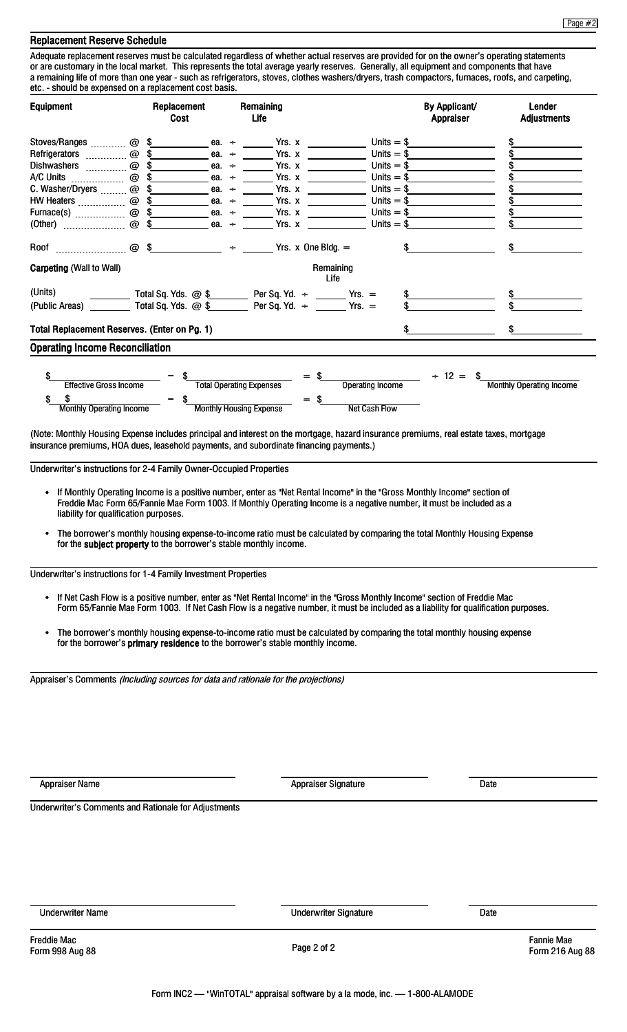## Replacement Reserve Schedule

Adequate replacement reserves must be calculated regardless of whether actual reserves are provided for on the owner's operating statements or are customary in the local market. This represents the total average yearly reserves. Generally, all equipment and components that have a remaining life of more than one year - such as refrigerators, stoves, clothes washers/dryers, trash compactors, furnaces, roofs, and carpeting, etc. - should be expensed on a replacement cost basis.

| Equipment | Replacement Cost | Remaining Life | | By Applicant/ Appraiser | Lender Adjustments |
|---|---|---|---|---|---|
| Stoves/Ranges ........... @ | $ ______ ea. ÷ | ______ Yrs. x | ______ Units = | $ | $ |
| Refrigerators ............ @ | $ ______ ea. ÷ | ______ Yrs. x | ______ Units = | $ | $ |
| Dishwashers ............. @ | $ ______ ea. ÷ | ______ Yrs. x | ______ Units = | $ | $ |
| A/C Units ................. @ | $ ______ ea. ÷ | ______ Yrs. x | ______ Units = | $ | $ |
| C. Washer/Dryers ....... @ | $ ______ ea. ÷ | ______ Yrs. x | ______ Units = | $ | $ |
| HW Heaters .............. @ | $ ______ ea. ÷ | ______ Yrs. x | ______ Units = | $ | $ |
| Furnace(s) ............... @ | $ ______ ea. ÷ | ______ Yrs. x | ______ Units = | $ | $ |
| (Other) ..................... @ | $ ______ ea. ÷ | ______ Yrs. x | ______ Units = | $ | $ |
| Roof ........................ @ | $ ______ ÷ | ______ Yrs. x One Bldg. = | | $ | $ |

**Carpeting** (Wall to Wall)

| | | | Remaining Life | By Applicant/ Appraiser | Lender Adjustments |
|---|---|---|---|---|---|
| (Units) | ______ Total Sq. Yds. @ $ | ______ Per Sq. Yd. ÷ | ______ Yrs. = | $ | $ |
| (Public Areas) | ______ Total Sq. Yds. @ $ | ______ Per Sq. Yd. ÷ | ______ Yrs. = | $ | $ |

**Total Replacement Reserves. (Enter on Pg. 1)** $ ______ $ ______

## Operating Income Reconciliation

$ ______ (Effective Gross Income) − $ ______ (Total Operating Expenses) = $ ______ (Operating Income) ÷ 12 = $ ______ (Monthly Operating Income)

$ ______ (Monthly Operating Income) − $ ______ (Monthly Housing Expense) = $ ______ (Net Cash Flow)

(Note: Monthly Housing Expense includes principal and interest on the mortgage, hazard insurance premiums, real estate taxes, mortgage insurance premiums, HOA dues, leasehold payments, and subordinate financing payments.)

### Underwriter's instructions for 2-4 Family Owner-Occupied Properties

- If Monthly Operating Income is a positive number, enter as "Net Rental Income" in the "Gross Monthly Income" section of Freddie Mac Form 65/Fannie Mae Form 1003. If Monthly Operating Income is a negative number, it must be included as a liability for qualification purposes.
- The borrower's monthly housing expense-to-income ratio must be calculated by comparing the total Monthly Housing Expense for the **subject property** to the borrower's stable monthly income.

### Underwriter's instructions for 1-4 Family Investment Properties

- If Net Cash Flow is a positive number, enter as "Net Rental Income" in the "Gross Monthly Income" section of Freddie Mac Form 65/Fannie Mae Form 1003. If Net Cash Flow is a negative number, it must be included as a liability for qualification purposes.
- The borrower's monthly housing expense-to-income ratio must be calculated by comparing the total monthly housing expense for the borrower's **primary residence** to the borrower's stable monthly income.

Appraiser's Comments *(Including sources for data and rationale for the projections)*

Appraiser Name ______ Appraiser Signature ______ Date ______

Underwriter's Comments and Rationale for Adjustments

Underwriter Name ______ Underwriter Signature ______ Date ______

Freddie Mac Form 998 Aug 88 | Fannie Mae Form 216 Aug 88

Form INC2 — "WinTOTAL" appraisal software by a la mode, inc. — 1-800-ALAMODE